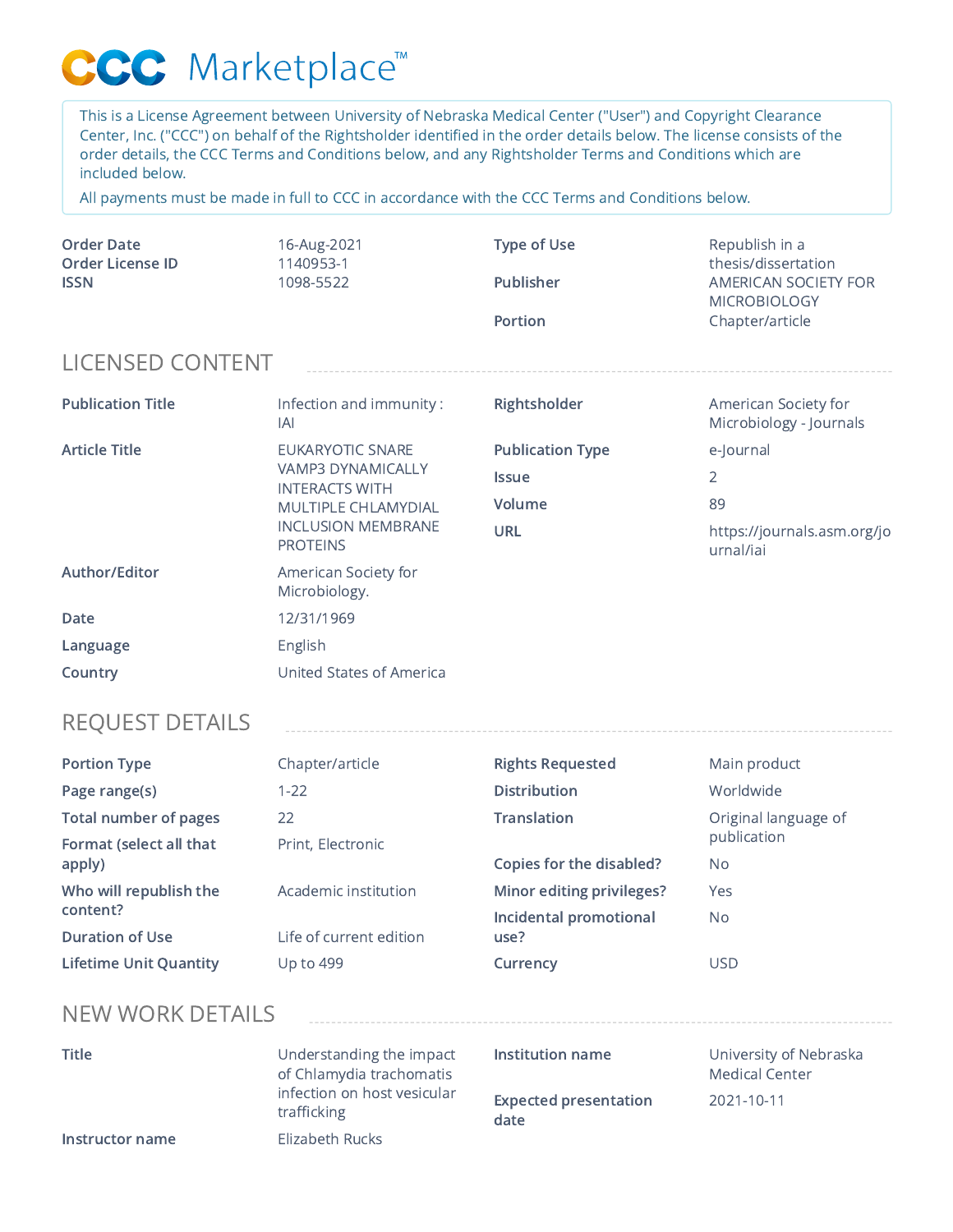# CCC Marketplace™

This is a License Agreement between University of Nebraska Medical Center ("User") and Copyright Clearance Center, Inc. ("CCC") on behalf of the Rightsholder identified in the order details below. The license consists of the order details, the CCC Terms and Conditions below, and any Rightsholder Terms and Conditions which are included below.

All payments must be made in full to CCC in accordance with the CCC Terms and Conditions below.

| | | | |
|---|---|---|---|
| **Order Date** | 16-Aug-2021 | **Type of Use** | Republish in a thesis/dissertation |
| **Order License ID** | 1140953-1 | **Publisher** | AMERICAN SOCIETY FOR MICROBIOLOGY |
| **ISSN** | 1098-5522 | **Portion** | Chapter/article |

## LICENSED CONTENT

| | | | |
|---|---|---|---|
| **Publication Title** | Infection and immunity : IAI | **Rightsholder** | American Society for Microbiology - Journals |
| **Article Title** | EUKARYOTIC SNARE VAMP3 DYNAMICALLY INTERACTS WITH MULTIPLE CHLAMYDIAL INCLUSION MEMBRANE PROTEINS | **Publication Type** | e-Journal |
| | | **Issue** | 2 |
| | | **Volume** | 89 |
| | | **URL** | https://journals.asm.org/journal/iai |
| **Author/Editor** | American Society for Microbiology. | | |
| **Date** | 12/31/1969 | | |
| **Language** | English | | |
| **Country** | United States of America | | |

## REQUEST DETAILS

| | | | |
|---|---|---|---|
| **Portion Type** | Chapter/article | **Rights Requested** | Main product |
| **Page range(s)** | 1-22 | **Distribution** | Worldwide |
| **Total number of pages** | 22 | **Translation** | Original language of publication |
| **Format (select all that apply)** | Print, Electronic | **Copies for the disabled?** | No |
| **Who will republish the content?** | Academic institution | **Minor editing privileges?** | Yes |
| **Duration of Use** | Life of current edition | **Incidental promotional use?** | No |
| **Lifetime Unit Quantity** | Up to 499 | **Currency** | USD |

## NEW WORK DETAILS

| | | | |
|---|---|---|---|
| **Title** | Understanding the impact of Chlamydia trachomatis infection on host vesicular trafficking | **Institution name** | University of Nebraska Medical Center |
| | | **Expected presentation date** | 2021-10-11 |
| **Instructor name** | Elizabeth Rucks | | |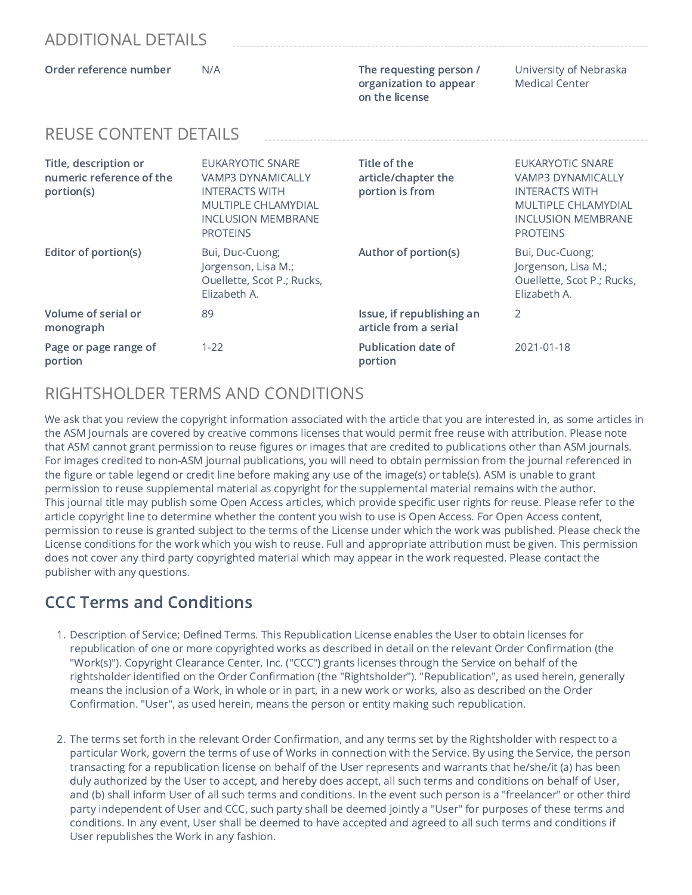## ADDITIONAL DETAILS

| | | | |
|---|---|---|---|
| **Order reference number** | N/A | **The requesting person / organization to appear on the license** | University of Nebraska Medical Center |

## REUSE CONTENT DETAILS

| | | | |
|---|---|---|---|
| **Title, description or numeric reference of the portion(s)** | EUKARYOTIC SNARE VAMP3 DYNAMICALLY INTERACTS WITH MULTIPLE CHLAMYDIAL INCLUSION MEMBRANE PROTEINS | **Title of the article/chapter the portion is from** | EUKARYOTIC SNARE VAMP3 DYNAMICALLY INTERACTS WITH MULTIPLE CHLAMYDIAL INCLUSION MEMBRANE PROTEINS |
| **Editor of portion(s)** | Bui, Duc-Cuong; Jorgenson, Lisa M.; Ouellette, Scot P.; Rucks, Elizabeth A. | **Author of portion(s)** | Bui, Duc-Cuong; Jorgenson, Lisa M.; Ouellette, Scot P.; Rucks, Elizabeth A. |
| **Volume of serial or monograph** | 89 | **Issue, if republishing an article from a serial** | 2 |
| **Page or page range of portion** | 1-22 | **Publication date of portion** | 2021-01-18 |

## RIGHTSHOLDER TERMS AND CONDITIONS

We ask that you review the copyright information associated with the article that you are interested in, as some articles in the ASM Journals are covered by creative commons licenses that would permit free reuse with attribution. Please note that ASM cannot grant permission to reuse figures or images that are credited to publications other than ASM journals. For images credited to non-ASM journal publications, you will need to obtain permission from the journal referenced in the figure or table legend or credit line before making any use of the image(s) or table(s). ASM is unable to grant permission to reuse supplemental material as copyright for the supplemental material remains with the author.
This journal title may publish some Open Access articles, which provide specific user rights for reuse. Please refer to the article copyright line to determine whether the content you wish to use is Open Access. For Open Access content, permission to reuse is granted subject to the terms of the License under which the work was published. Please check the License conditions for the work which you wish to reuse. Full and appropriate attribution must be given. This permission does not cover any third party copyrighted material which may appear in the work requested. Please contact the publisher with any questions.

## CCC Terms and Conditions

1. Description of Service; Defined Terms. This Republication License enables the User to obtain licenses for republication of one or more copyrighted works as described in detail on the relevant Order Confirmation (the "Work(s)"). Copyright Clearance Center, Inc. ("CCC") grants licenses through the Service on behalf of the rightsholder identified on the Order Confirmation (the "Rightsholder"). "Republication", as used herein, generally means the inclusion of a Work, in whole or in part, in a new work or works, also as described on the Order Confirmation. "User", as used herein, means the person or entity making such republication.

2. The terms set forth in the relevant Order Confirmation, and any terms set by the Rightsholder with respect to a particular Work, govern the terms of use of Works in connection with the Service. By using the Service, the person transacting for a republication license on behalf of the User represents and warrants that he/she/it (a) has been duly authorized by the User to accept, and hereby does accept, all such terms and conditions on behalf of User, and (b) shall inform User of all such terms and conditions. In the event such person is a "freelancer" or other third party independent of User and CCC, such party shall be deemed jointly a "User" for purposes of these terms and conditions. In any event, User shall be deemed to have accepted and agreed to all such terms and conditions if User republishes the Work in any fashion.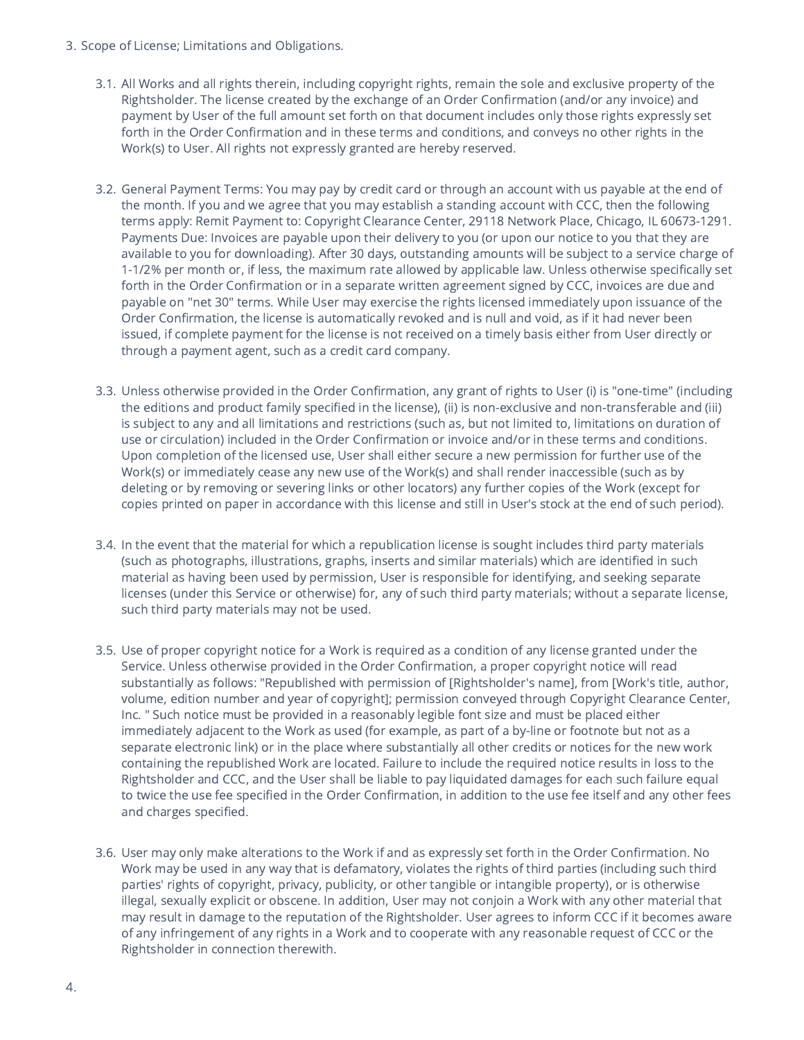3. Scope of License; Limitations and Obligations.

    3.1. All Works and all rights therein, including copyright rights, remain the sole and exclusive property of the Rightsholder. The license created by the exchange of an Order Confirmation (and/or any invoice) and payment by User of the full amount set forth on that document includes only those rights expressly set forth in the Order Confirmation and in these terms and conditions, and conveys no other rights in the Work(s) to User. All rights not expressly granted are hereby reserved.

    3.2. General Payment Terms: You may pay by credit card or through an account with us payable at the end of the month. If you and we agree that you may establish a standing account with CCC, then the following terms apply: Remit Payment to: Copyright Clearance Center, 29118 Network Place, Chicago, IL 60673-1291. Payments Due: Invoices are payable upon their delivery to you (or upon our notice to you that they are available to you for downloading). After 30 days, outstanding amounts will be subject to a service charge of 1-1/2% per month or, if less, the maximum rate allowed by applicable law. Unless otherwise specifically set forth in the Order Confirmation or in a separate written agreement signed by CCC, invoices are due and payable on "net 30" terms. While User may exercise the rights licensed immediately upon issuance of the Order Confirmation, the license is automatically revoked and is null and void, as if it had never been issued, if complete payment for the license is not received on a timely basis either from User directly or through a payment agent, such as a credit card company.

    3.3. Unless otherwise provided in the Order Confirmation, any grant of rights to User (i) is "one-time" (including the editions and product family specified in the license), (ii) is non-exclusive and non-transferable and (iii) is subject to any and all limitations and restrictions (such as, but not limited to, limitations on duration of use or circulation) included in the Order Confirmation or invoice and/or in these terms and conditions. Upon completion of the licensed use, User shall either secure a new permission for further use of the Work(s) or immediately cease any new use of the Work(s) and shall render inaccessible (such as by deleting or by removing or severing links or other locators) any further copies of the Work (except for copies printed on paper in accordance with this license and still in User's stock at the end of such period).

    3.4. In the event that the material for which a republication license is sought includes third party materials (such as photographs, illustrations, graphs, inserts and similar materials) which are identified in such material as having been used by permission, User is responsible for identifying, and seeking separate licenses (under this Service or otherwise) for, any of such third party materials; without a separate license, such third party materials may not be used.

    3.5. Use of proper copyright notice for a Work is required as a condition of any license granted under the Service. Unless otherwise provided in the Order Confirmation, a proper copyright notice will read substantially as follows: "Republished with permission of [Rightsholder's name], from [Work's title, author, volume, edition number and year of copyright]; permission conveyed through Copyright Clearance Center, Inc. " Such notice must be provided in a reasonably legible font size and must be placed either immediately adjacent to the Work as used (for example, as part of a by-line or footnote but not as a separate electronic link) or in the place where substantially all other credits or notices for the new work containing the republished Work are located. Failure to include the required notice results in loss to the Rightsholder and CCC, and the User shall be liable to pay liquidated damages for each such failure equal to twice the use fee specified in the Order Confirmation, in addition to the use fee itself and any other fees and charges specified.

    3.6. User may only make alterations to the Work if and as expressly set forth in the Order Confirmation. No Work may be used in any way that is defamatory, violates the rights of third parties (including such third parties' rights of copyright, privacy, publicity, or other tangible or intangible property), or is otherwise illegal, sexually explicit or obscene. In addition, User may not conjoin a Work with any other material that may result in damage to the reputation of the Rightsholder. User agrees to inform CCC if it becomes aware of any infringement of any rights in a Work and to cooperate with any reasonable request of CCC or the Rightsholder in connection therewith.

4.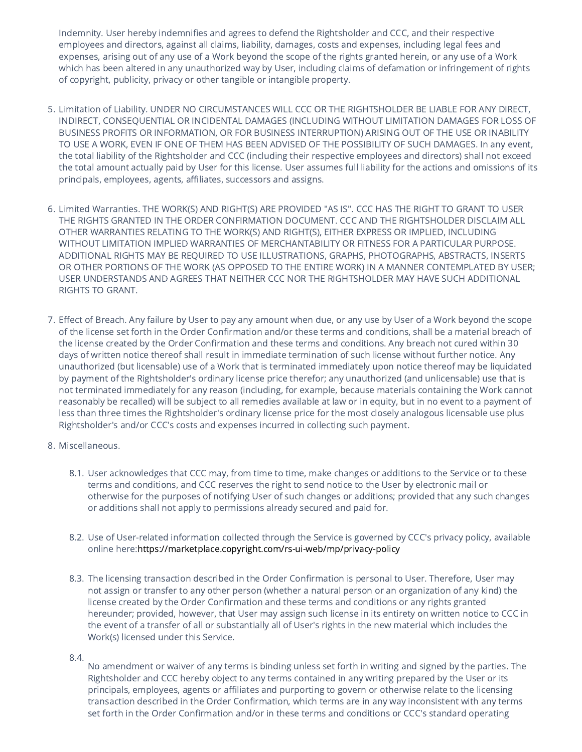Indemnity. User hereby indemnifies and agrees to defend the Rightsholder and CCC, and their respective employees and directors, against all claims, liability, damages, costs and expenses, including legal fees and expenses, arising out of any use of a Work beyond the scope of the rights granted herein, or any use of a Work which has been altered in any unauthorized way by User, including claims of defamation or infringement of rights of copyright, publicity, privacy or other tangible or intangible property.

5. Limitation of Liability. UNDER NO CIRCUMSTANCES WILL CCC OR THE RIGHTSHOLDER BE LIABLE FOR ANY DIRECT, INDIRECT, CONSEQUENTIAL OR INCIDENTAL DAMAGES (INCLUDING WITHOUT LIMITATION DAMAGES FOR LOSS OF BUSINESS PROFITS OR INFORMATION, OR FOR BUSINESS INTERRUPTION) ARISING OUT OF THE USE OR INABILITY TO USE A WORK, EVEN IF ONE OF THEM HAS BEEN ADVISED OF THE POSSIBILITY OF SUCH DAMAGES. In any event, the total liability of the Rightsholder and CCC (including their respective employees and directors) shall not exceed the total amount actually paid by User for this license. User assumes full liability for the actions and omissions of its principals, employees, agents, affiliates, successors and assigns.

6. Limited Warranties. THE WORK(S) AND RIGHT(S) ARE PROVIDED "AS IS". CCC HAS THE RIGHT TO GRANT TO USER THE RIGHTS GRANTED IN THE ORDER CONFIRMATION DOCUMENT. CCC AND THE RIGHTSHOLDER DISCLAIM ALL OTHER WARRANTIES RELATING TO THE WORK(S) AND RIGHT(S), EITHER EXPRESS OR IMPLIED, INCLUDING WITHOUT LIMITATION IMPLIED WARRANTIES OF MERCHANTABILITY OR FITNESS FOR A PARTICULAR PURPOSE. ADDITIONAL RIGHTS MAY BE REQUIRED TO USE ILLUSTRATIONS, GRAPHS, PHOTOGRAPHS, ABSTRACTS, INSERTS OR OTHER PORTIONS OF THE WORK (AS OPPOSED TO THE ENTIRE WORK) IN A MANNER CONTEMPLATED BY USER; USER UNDERSTANDS AND AGREES THAT NEITHER CCC NOR THE RIGHTSHOLDER MAY HAVE SUCH ADDITIONAL RIGHTS TO GRANT.

7. Effect of Breach. Any failure by User to pay any amount when due, or any use by User of a Work beyond the scope of the license set forth in the Order Confirmation and/or these terms and conditions, shall be a material breach of the license created by the Order Confirmation and these terms and conditions. Any breach not cured within 30 days of written notice thereof shall result in immediate termination of such license without further notice. Any unauthorized (but licensable) use of a Work that is terminated immediately upon notice thereof may be liquidated by payment of the Rightsholder's ordinary license price therefor; any unauthorized (and unlicensable) use that is not terminated immediately for any reason (including, for example, because materials containing the Work cannot reasonably be recalled) will be subject to all remedies available at law or in equity, but in no event to a payment of less than three times the Rightsholder's ordinary license price for the most closely analogous licensable use plus Rightsholder's and/or CCC's costs and expenses incurred in collecting such payment.

8. Miscellaneous.

   8.1. User acknowledges that CCC may, from time to time, make changes or additions to the Service or to these terms and conditions, and CCC reserves the right to send notice to the User by electronic mail or otherwise for the purposes of notifying User of such changes or additions; provided that any such changes or additions shall not apply to permissions already secured and paid for.

   8.2. Use of User-related information collected through the Service is governed by CCC's privacy policy, available online here:https://marketplace.copyright.com/rs-ui-web/mp/privacy-policy

   8.3. The licensing transaction described in the Order Confirmation is personal to User. Therefore, User may not assign or transfer to any other person (whether a natural person or an organization of any kind) the license created by the Order Confirmation and these terms and conditions or any rights granted hereunder; provided, however, that User may assign such license in its entirety on written notice to CCC in the event of a transfer of all or substantially all of User's rights in the new material which includes the Work(s) licensed under this Service.

   8.4. No amendment or waiver of any terms is binding unless set forth in writing and signed by the parties. The Rightsholder and CCC hereby object to any terms contained in any writing prepared by the User or its principals, employees, agents or affiliates and purporting to govern or otherwise relate to the licensing transaction described in the Order Confirmation, which terms are in any way inconsistent with any terms set forth in the Order Confirmation and/or in these terms and conditions or CCC's standard operating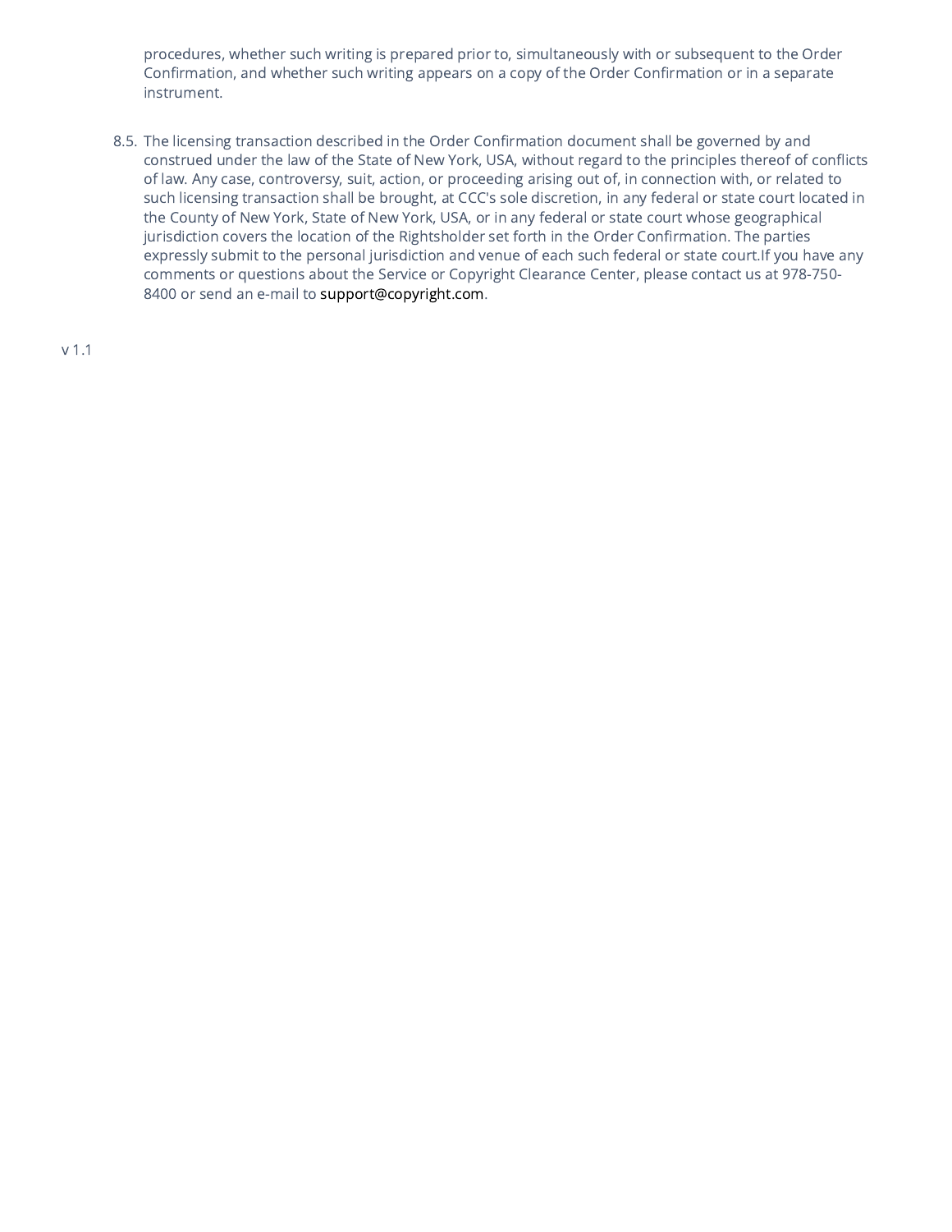procedures, whether such writing is prepared prior to, simultaneously with or subsequent to the Order Confirmation, and whether such writing appears on a copy of the Order Confirmation or in a separate instrument.

8.5. The licensing transaction described in the Order Confirmation document shall be governed by and construed under the law of the State of New York, USA, without regard to the principles thereof of conflicts of law. Any case, controversy, suit, action, or proceeding arising out of, in connection with, or related to such licensing transaction shall be brought, at CCC's sole discretion, in any federal or state court located in the County of New York, State of New York, USA, or in any federal or state court whose geographical jurisdiction covers the location of the Rightsholder set forth in the Order Confirmation. The parties expressly submit to the personal jurisdiction and venue of each such federal or state court.If you have any comments or questions about the Service or Copyright Clearance Center, please contact us at 978-750-8400 or send an e-mail to support@copyright.com.

v 1.1